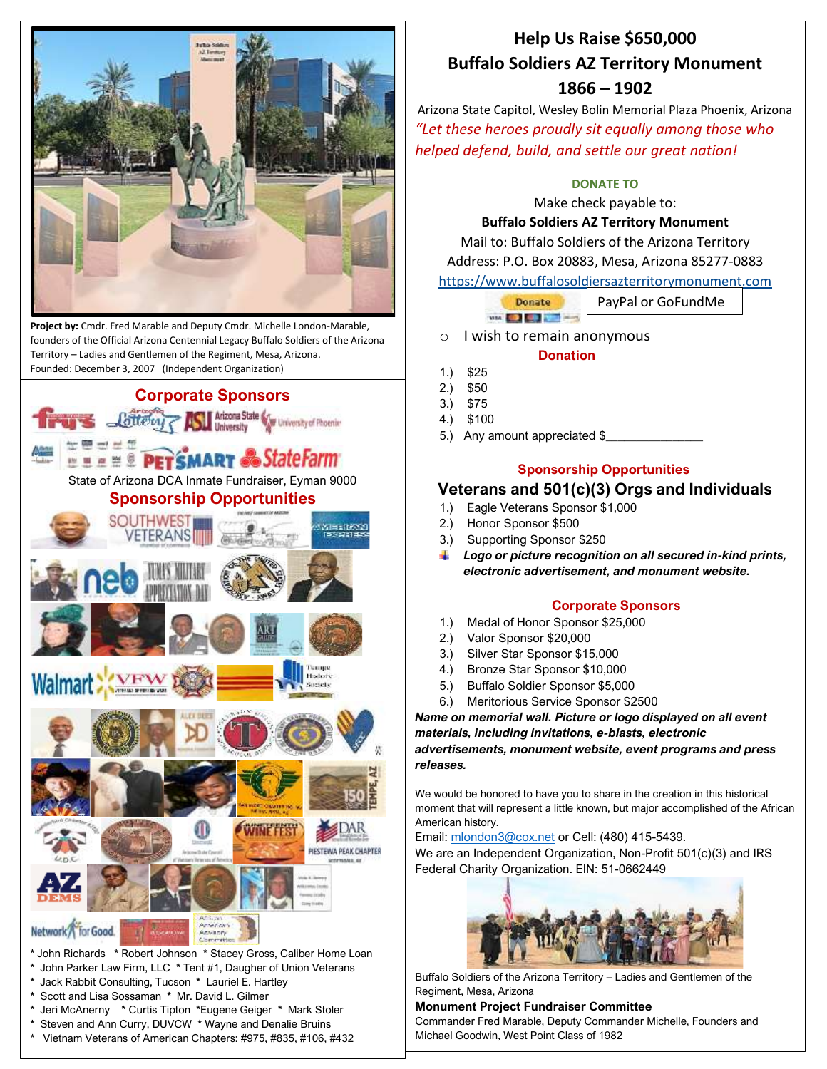Project by: Cmdr. Fred Marable and Deputy Cmdr. Michelle London-Marable, founders of the Official Arizona Centennial Legacy Buffalo Soldiers of the Arizona Territory – Ladies and Gentlemen of the Regiment, Mesa, Arizona.
Founded: December 3, 2007 (Independent Organization)

## Corporate Sponsors

State of Arizona DCA Inmate Fundraiser, Eyman 9000

## Sponsorship Opportunities

* John Richards * Robert Johnson * Stacey Gross, Caliber Home Loan
* John Parker Law Firm, LLC * Tent #1, Daugher of Union Veterans
* Jack Rabbit Consulting, Tucson * Lauriel E. Hartley
* Scott and Lisa Sossaman * Mr. David L. Gilmer
* Jeri McAnerny * Curtis Tipton *Eugene Geiger * Mark Stoler
* Steven and Ann Curry, DUVCW * Wayne and Denalie Bruins
* Vietnam Veterans of American Chapters: #975, #835, #106, #432

# Help Us Raise $650,000
# Buffalo Soldiers AZ Territory Monument
# 1866 – 1902

Arizona State Capitol, Wesley Bolin Memorial Plaza Phoenix, Arizona

*"Let these heroes proudly sit equally among those who helped defend, build, and settle our great nation!*

**DONATE TO**

Make check payable to:
**Buffalo Soldiers AZ Territory Monument**
Mail to: Buffalo Soldiers of the Arizona Territory
Address: P.O. Box 20883, Mesa, Arizona 85277-0883
https://www.buffalosoldiersazterritorymonument.com

Donate | PayPal or GoFundMe

○ I wish to remain anonymous

**Donation**

1.) $25
2.) $50
3.) $75
4.) $100
5.) Any amount appreciated $______________

**Sponsorship Opportunities**

## Veterans and 501(c)(3) Orgs and Individuals

1.) Eagle Veterans Sponsor $1,000
2.) Honor Sponsor $500
3.) Supporting Sponsor $250

- ***Logo or picture recognition on all secured in-kind prints, electronic advertisement, and monument website.***

**Corporate Sponsors**

1.) Medal of Honor Sponsor $25,000
2.) Valor Sponsor $20,000
3.) Silver Star Sponsor $15,000
4.) Bronze Star Sponsor $10,000
5.) Buffalo Soldier Sponsor $5,000
6.) Meritorious Service Sponsor $2500

***Name on memorial wall. Picture or logo displayed on all event materials, including invitations, e-blasts, electronic advertisements, monument website, event programs and press releases.***

We would be honored to have you to share in the creation in this historical moment that will represent a little known, but major accomplished of the African American history.
Email: mlondon3@cox.net or Cell: (480) 415-5439.
We are an Independent Organization, Non-Profit 501(c)(3) and IRS Federal Charity Organization. EIN: 51-0662449

Buffalo Soldiers of the Arizona Territory – Ladies and Gentlemen of the Regiment, Mesa, Arizona

**Monument Project Fundraiser Committee**

Commander Fred Marable, Deputy Commander Michelle, Founders and Michael Goodwin, West Point Class of 1982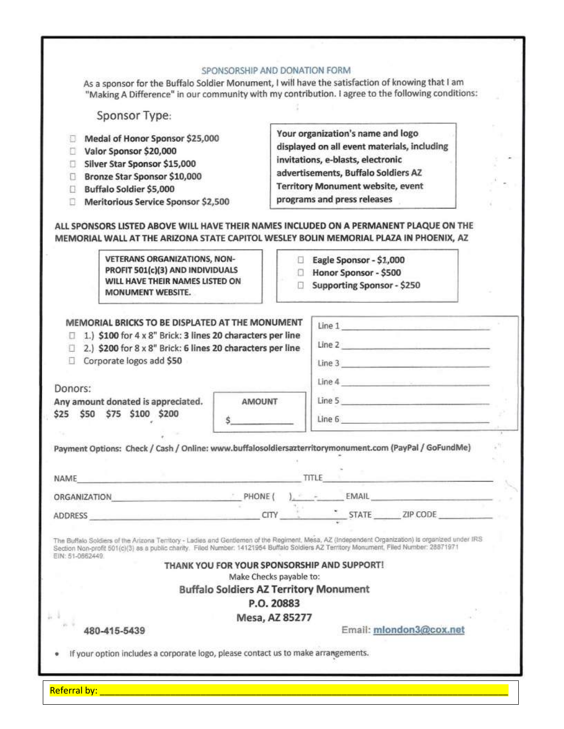## SPONSORSHIP AND DONATION FORM

As a sponsor for the Buffalo Soldier Monument, I will have the satisfaction of knowing that I am "Making A Difference" in our community with my contribution. I agree to the following conditions:

### Sponsor Type:

- ☐ **Medal of Honor Sponsor $25,000**
- ☐ **Valor Sponsor $20,000**
- ☐ **Silver Star Sponsor $15,000**
- ☐ **Bronze Star Sponsor $10,000**
- ☐ **Buffalo Soldier $5,000**
- ☐ **Meritorious Service Sponsor $2,500**

**Your organization's name and logo displayed on all event materials, including invitations, e-blasts, electronic advertisements, Buffalo Soldiers AZ Territory Monument website, event programs and press releases**

**ALL SPONSORS LISTED ABOVE WILL HAVE THEIR NAMES INCLUDED ON A PERMANENT PLAQUE ON THE MEMORIAL WALL AT THE ARIZONA STATE CAPITOL WESLEY BOLIN MEMORIAL PLAZA IN PHOENIX, AZ**

**VETERANS ORGANIZATIONS, NON-PROFIT 501(c)(3) AND INDIVIDUALS WILL HAVE THEIR NAMES LISTED ON MONUMENT WEBSITE.**

- ☐ **Eagle Sponsor - $1,000**
- ☐ **Honor Sponsor - $500**
- ☐ **Supporting Sponsor - $250**

**MEMORIAL BRICKS TO BE DISPLATED AT THE MONUMENT**

- ☐ 1.) **$100** for 4 x 8" Brick: **3 lines 20 characters per line**
- ☐ 2.) **$200** for 8 x 8" Brick: **6 lines 20 characters per line**
- ☐ Corporate logos add **$50**

Line 1 ____________________

Line 2 ____________________

Line 3 ____________________

Line 4 ____________________

Line 5 ____________________

Line 6 ____________________

Donors:

**Any amount donated is appreciated.**

**$25 $50 $75 $100 $200**

**AMOUNT**

$________

**Payment Options: Check / Cash / Online: www.buffalosoldiersazterritorymonument.com (PayPal / GoFundMe)**

NAME ____________________ TITLE ____________________

ORGANIZATION ____________________ PHONE (   ) ___-____ EMAIL ____________________

ADDRESS ____________________ CITY ____________ STATE ______ ZIP CODE ________

The Buffalo Soldiers of the Arizona Territory - Ladies and Gentlemen of the Regiment, Mesa, AZ (Independent Organization) is organized under IRS Section Non-profit 501(c)(3) as a public charity. Filed Number: 14121954 Buffalo Soldiers AZ Territory Monument, Filed Number: 28871971 EIN: 51-0662449.

**THANK YOU FOR YOUR SPONSORSHIP AND SUPPORT!**

Make Checks payable to:

**Buffalo Soldiers AZ Territory Monument**

**P.O. 20883**

**Mesa, AZ 85277**

**480-415-5439**

**Email: mlondon3@cox.net**

- If your option includes a corporate logo, please contact us to make arrangements.

Referral by: ____________________________________________